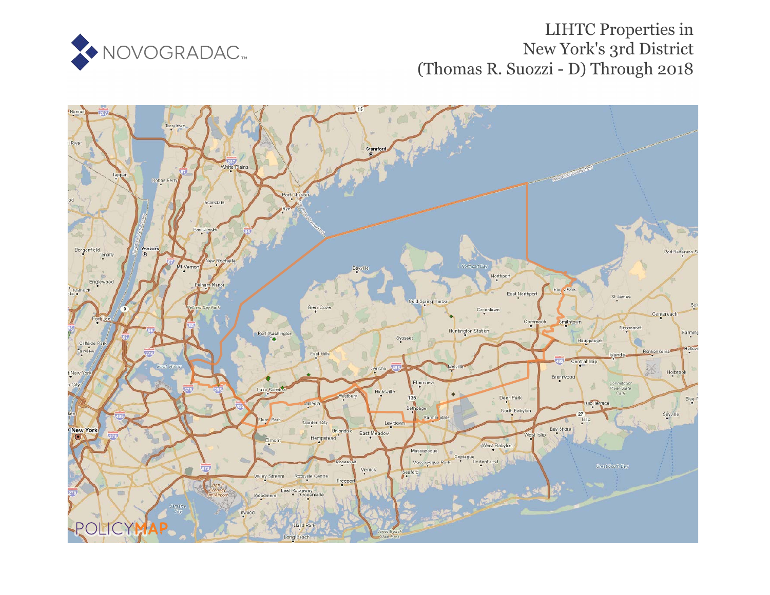# LIHTC Properties in New York's 3rd District (Thomas R. Suozzi - D) Through 2018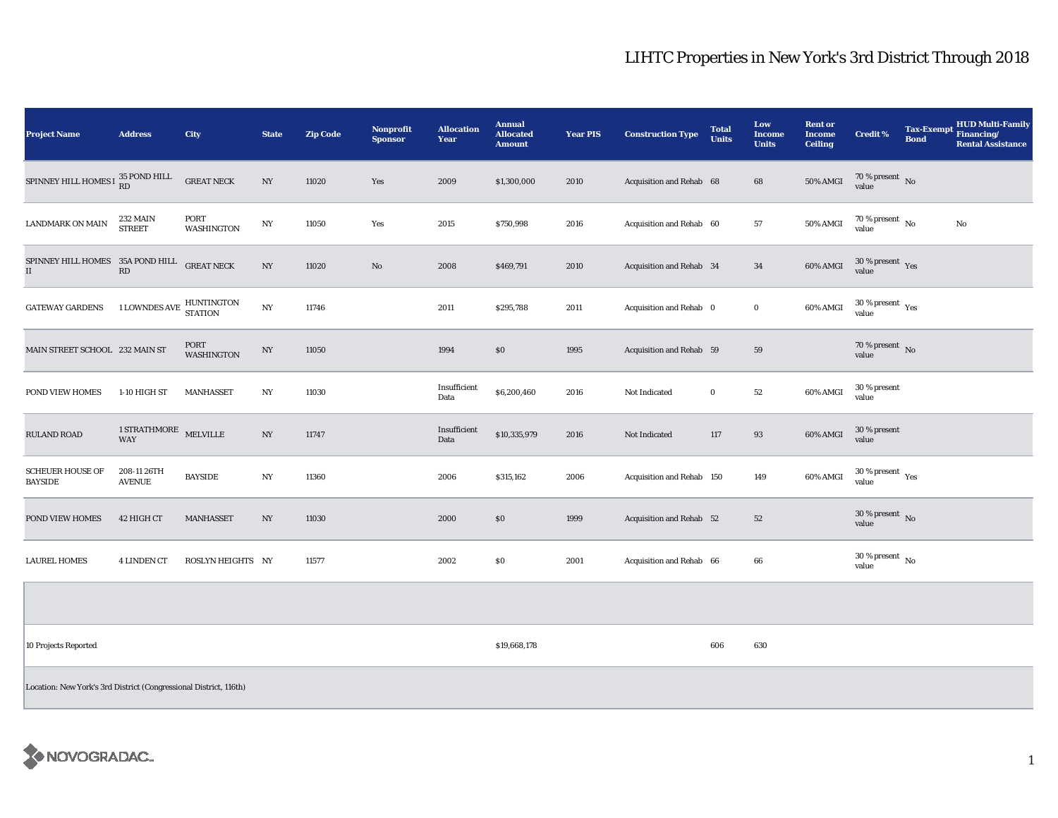# LIHTC Properties in New York's 3rd District Through 2018

| Project Name | Address | City | State | Zip Code | Nonprofit Sponsor | Allocation Year | Annual Allocated Amount | Year PIS | Construction Type | Total Units | Low Income Units | Rent or Income Ceiling | Credit % | Tax-Exempt Bond | HUD Multi-Family Financing/ Rental Assistance |
|---|---|---|---|---|---|---|---|---|---|---|---|---|---|---|---|
| SPINNEY HILL HOMES I | 35 POND HILL RD | GREAT NECK | NY | 11020 | Yes | 2009 | $1,300,000 | 2010 | Acquisition and Rehab | 68 | 68 | 50% AMGI | 70 % present value | No | |
| LANDMARK ON MAIN | 232 MAIN STREET | PORT WASHINGTON | NY | 11050 | Yes | 2015 | $750,998 | 2016 | Acquisition and Rehab | 60 | 57 | 50% AMGI | 70 % present value | No | No |
| SPINNEY HILL HOMES II | 35A POND HILL RD | GREAT NECK | NY | 11020 | No | 2008 | $469,791 | 2010 | Acquisition and Rehab | 34 | 34 | 60% AMGI | 30 % present value | Yes | |
| GATEWAY GARDENS | 1 LOWNDES AVE | HUNTINGTON STATION | NY | 11746 | | 2011 | $295,788 | 2011 | Acquisition and Rehab | 0 | 0 | 60% AMGI | 30 % present value | Yes | |
| MAIN STREET SCHOOL | 232 MAIN ST | PORT WASHINGTON | NY | 11050 | | 1994 | $0 | 1995 | Acquisition and Rehab | 59 | 59 | | 70 % present value | No | |
| POND VIEW HOMES | 1-10 HIGH ST | MANHASSET | NY | 11030 | | Insufficient Data | $6,200,460 | 2016 | Not Indicated | 0 | 52 | 60% AMGI | 30 % present value | | |
| RULAND ROAD | 1 STRATHMORE WAY | MELVILLE | NY | 11747 | | Insufficient Data | $10,335,979 | 2016 | Not Indicated | 117 | 93 | 60% AMGI | 30 % present value | | |
| SCHEUER HOUSE OF BAYSIDE | 208-11 26TH AVENUE | BAYSIDE | NY | 11360 | | 2006 | $315,162 | 2006 | Acquisition and Rehab | 150 | 149 | 60% AMGI | 30 % present value | Yes | |
| POND VIEW HOMES | 42 HIGH CT | MANHASSET | NY | 11030 | | 2000 | $0 | 1999 | Acquisition and Rehab | 52 | 52 | | 30 % present value | No | |
| LAUREL HOMES | 4 LINDEN CT | ROSLYN HEIGHTS | NY | 11577 | | 2002 | $0 | 2001 | Acquisition and Rehab | 66 | 66 | | 30 % present value | No | |
| | | | | | | | | | | | | | | | |
| 10 Projects Reported | | | | | | | $19,668,178 | | | 606 | 630 | | | | |
| Location: New York's 3rd District (Congressional District, 116th) | | | | | | | | | | | | | | | |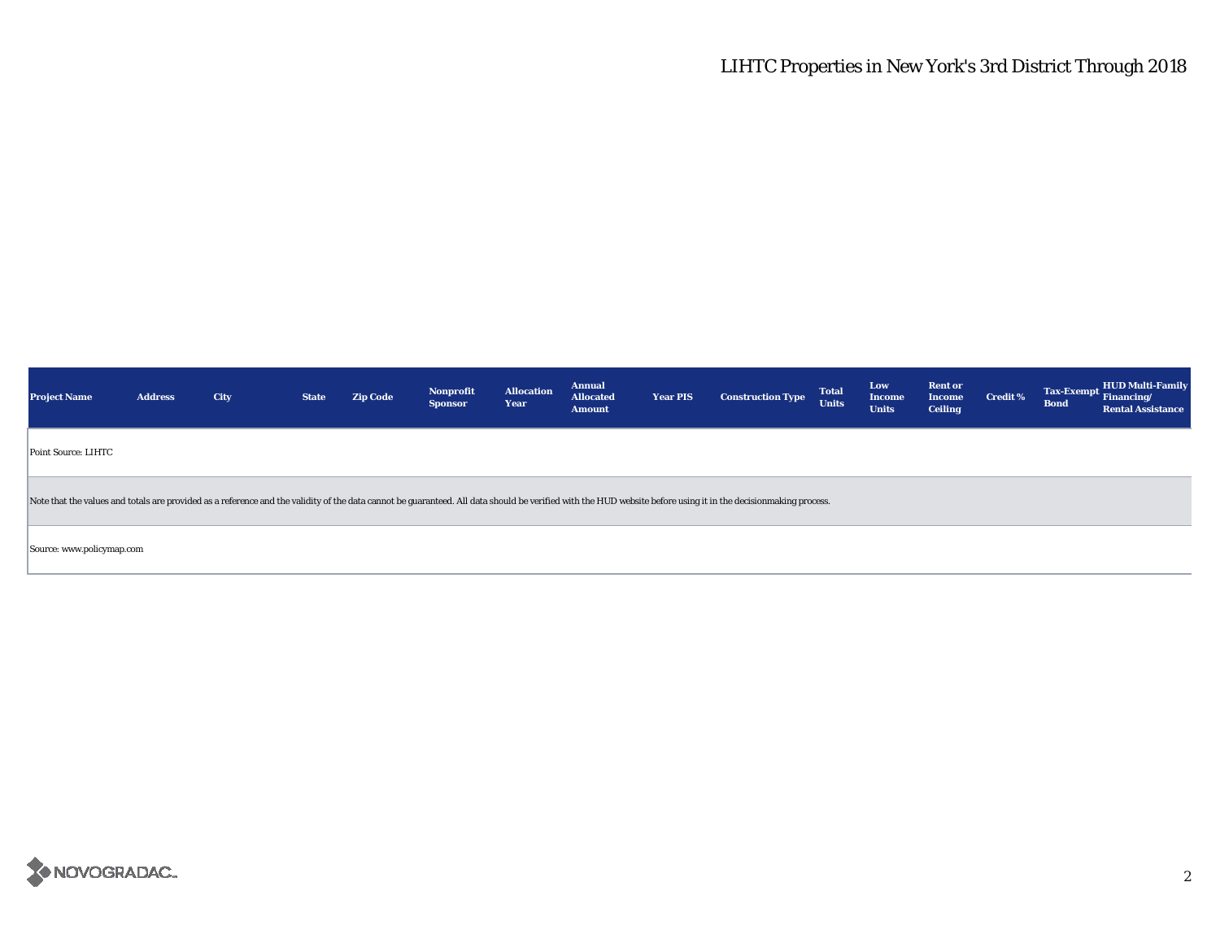# LIHTC Properties in New York's 3rd District Through 2018

| Project Name | Address | City | State | Zip Code | Nonprofit Sponsor | Allocation Year | Annual Allocated Amount | Year PIS | Construction Type | Total Units | Low Income Units | Rent or Income Ceiling | Credit % | Tax-Exempt Bond | HUD Multi-Family Financing/ Rental Assistance |
|---|---|---|---|---|---|---|---|---|---|---|---|---|---|---|---|

Point Source: LIHTC

Note that the values and totals are provided as a reference and the validity of the data cannot be guaranteed. All data should be verified with the HUD website before using it in the decisionmaking process.

Source: www.policymap.com